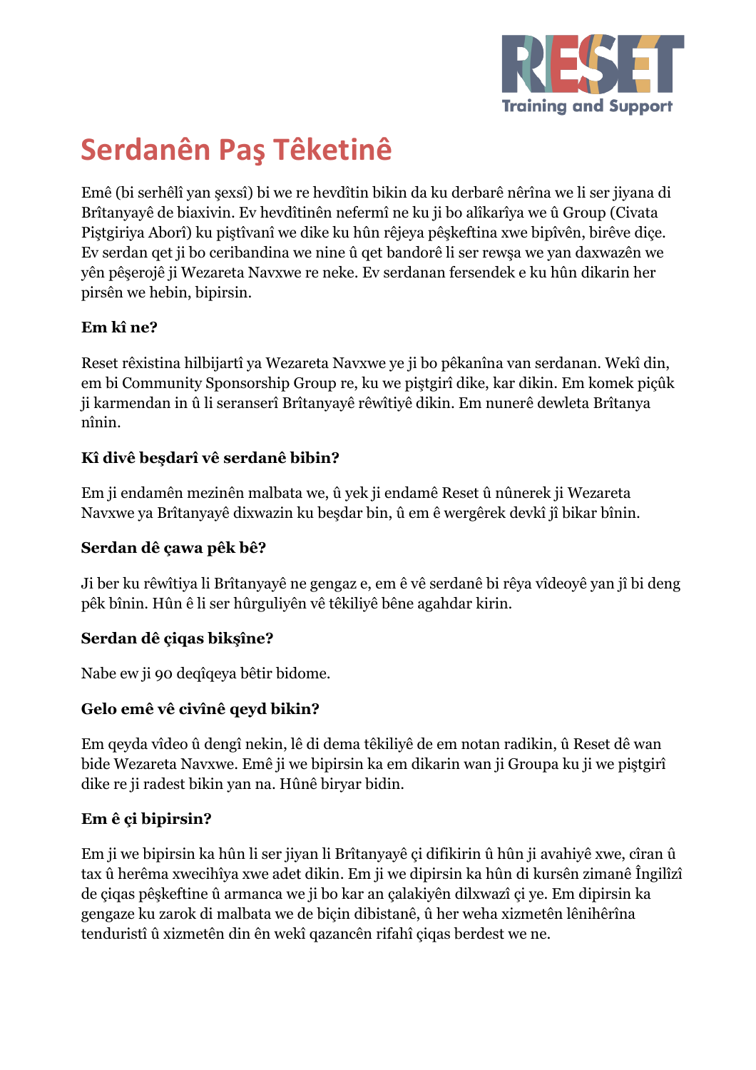# Serdanên Paş Têketinê

Emê (bi serhêlî yan şexsî) bi we re hevdîtin bikin da ku derbarê nêrîna we li ser jiyana di Brîtanyayê de biaxivin. Ev hevdîtinên nefermî ne ku ji bo alîkarîya we û Group (Civata Piştgiriya Aborî) ku piştîvanî we dike ku hûn rêjeya pêşkeftina xwe bipîvên, birêve diçe. Ev serdan qet ji bo ceribandina we nine û qet bandorê li ser rewşa we yan daxwazên we yên pêşerojê ji Wezareta Navxwe re neke. Ev serdanan fersendek e ku hûn dikarin her pirsên we hebin, bipirsin.

**Em kî ne?**

Reset rêxistina hilbijartî ya Wezareta Navxwe ye ji bo pêkanîna van serdanan. Wekî din, em bi Community Sponsorship Group re, ku we piştgirî dike, kar dikin. Em komek piçûk ji karmendan in û li seranserî Brîtanyayê rêwîtiyê dikin. Em nunerê dewleta Brîtanya nînin.

**Kî divê beşdarî vê serdanê bibin?**

Em ji endamên mezinên malbata we, û yek ji endamê Reset û nûnerek ji Wezareta Navxwe ya Brîtanyayê dixwazin ku beşdar bin, û em ê wergêrek devkî jî bikar bînin.

**Serdan dê çawa pêk bê?**

Ji ber ku rêwîtiya li Brîtanyayê ne gengaz e, em ê vê serdanê bi rêya vîdeoyê yan jî bi deng pêk bînin. Hûn ê li ser hûrguliyên vê têkiliyê bêne agahdar kirin.

**Serdan dê çiqas bikşîne?**

Nabe ew ji 90 deqîqeya bêtir bidome.

**Gelo emê vê civînê qeyd bikin?**

Em qeyda vîdeo û dengî nekin, lê di dema têkiliyê de em notan radikin, û Reset dê wan bide Wezareta Navxwe. Emê ji we bipirsin ka em dikarin wan ji Groupa ku ji we piştgirî dike re ji radest bikin yan na. Hûnê biryar bidin.

**Em ê çi bipirsin?**

Em ji we bipirsin ka hûn li ser jiyan li Brîtanyayê çi difikirin û hûn ji avahiyê xwe, cîran û tax û herêma xwecihîya xwe adet dikin. Em ji we dipirsin ka hûn di kursên zimanê Îngilîzî de çiqas pêşkeftine û armanca we ji bo kar an çalakiyên dilxwazî çi ye. Em dipirsin ka gengaze ku zarok di malbata we de biçin dibistanê, û her weha xizmetên lênihêrîna tenduristî û xizmetên din ên wekî qazancên rifahî çiqas berdest we ne.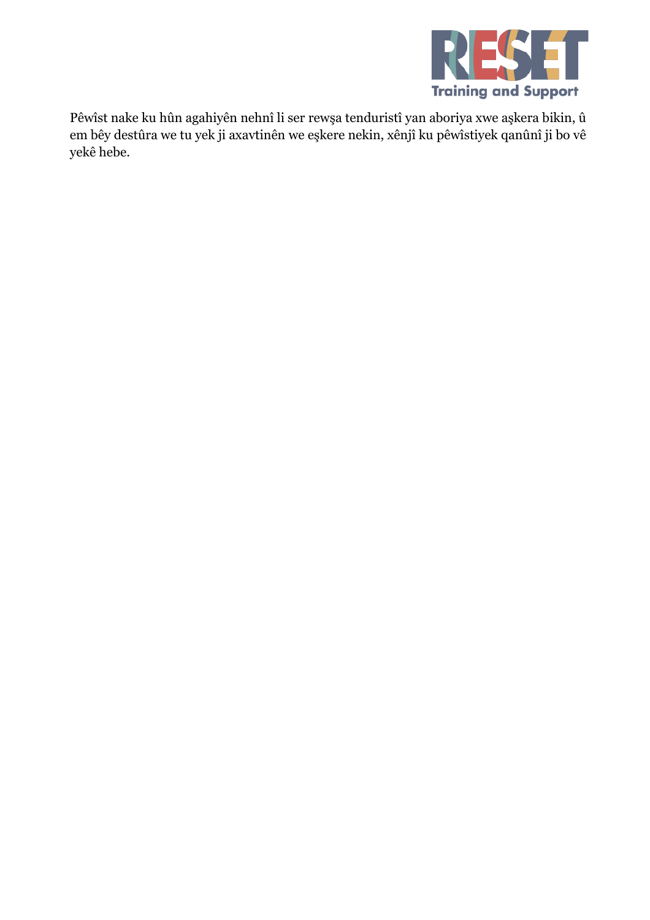Pêwîst nake ku hûn agahiyên nehnî li ser rewşa tenduristî yan aboriya xwe aşkera bikin, û em bêy destûra we tu yek ji axavtinên we eşkere nekin, xênjî ku pêwîstiyek qanûnî ji bo vê yekê hebe.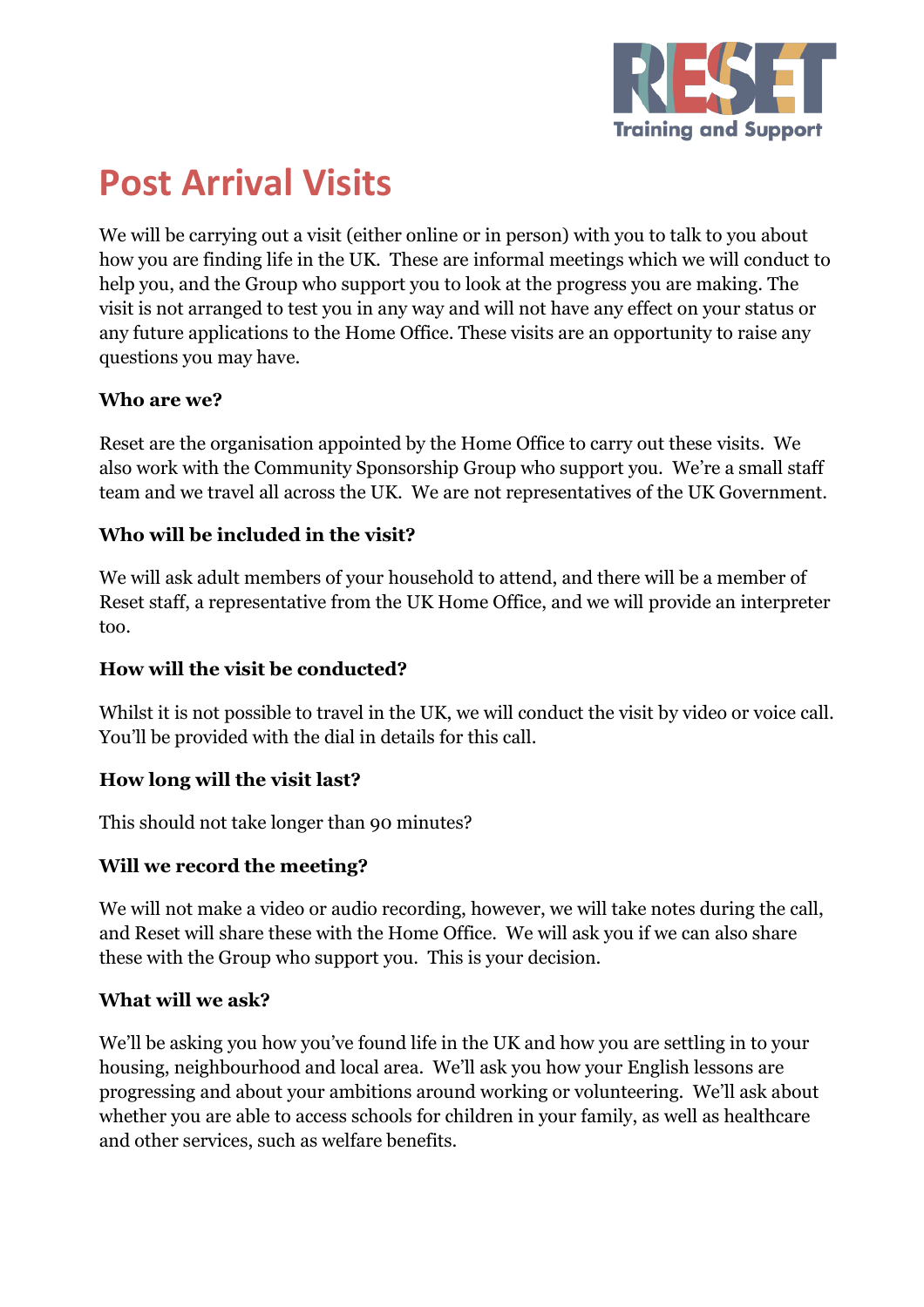# Post Arrival Visits

We will be carrying out a visit (either online or in person) with you to talk to you about how you are finding life in the UK. These are informal meetings which we will conduct to help you, and the Group who support you to look at the progress you are making. The visit is not arranged to test you in any way and will not have any effect on your status or any future applications to the Home Office. These visits are an opportunity to raise any questions you may have.

**Who are we?**

Reset are the organisation appointed by the Home Office to carry out these visits. We also work with the Community Sponsorship Group who support you. We're a small staff team and we travel all across the UK. We are not representatives of the UK Government.

**Who will be included in the visit?**

We will ask adult members of your household to attend, and there will be a member of Reset staff, a representative from the UK Home Office, and we will provide an interpreter too.

**How will the visit be conducted?**

Whilst it is not possible to travel in the UK, we will conduct the visit by video or voice call. You'll be provided with the dial in details for this call.

**How long will the visit last?**

This should not take longer than 90 minutes?

**Will we record the meeting?**

We will not make a video or audio recording, however, we will take notes during the call, and Reset will share these with the Home Office. We will ask you if we can also share these with the Group who support you. This is your decision.

**What will we ask?**

We'll be asking you how you've found life in the UK and how you are settling in to your housing, neighbourhood and local area. We'll ask you how your English lessons are progressing and about your ambitions around working or volunteering. We'll ask about whether you are able to access schools for children in your family, as well as healthcare and other services, such as welfare benefits.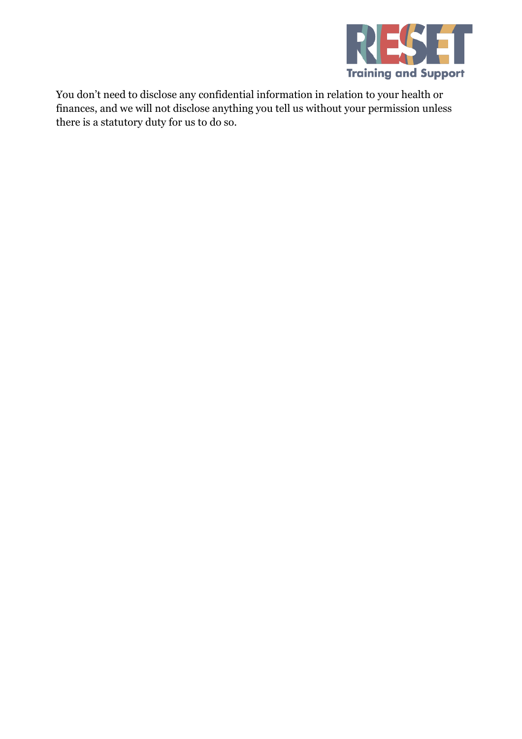You don't need to disclose any confidential information in relation to your health or finances, and we will not disclose anything you tell us without your permission unless there is a statutory duty for us to do so.